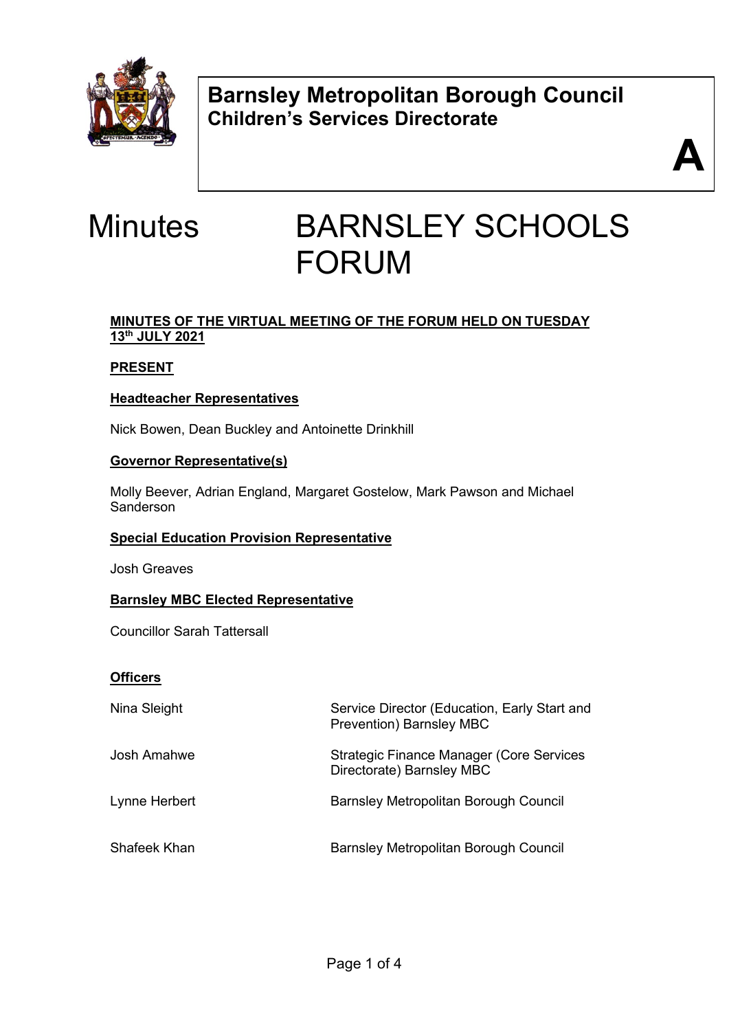**Barnsley Metropolitan Borough Council**
**Children's Services Directorate**

**A**

# Minutes BARNSLEY SCHOOLS FORUM

**MINUTES OF THE VIRTUAL MEETING OF THE FORUM HELD ON TUESDAY 13th JULY 2021**

**PRESENT**

**Headteacher Representatives**

Nick Bowen, Dean Buckley and Antoinette Drinkhill

**Governor Representative(s)**

Molly Beever, Adrian England, Margaret Gostelow, Mark Pawson and Michael Sanderson

**Special Education Provision Representative**

Josh Greaves

**Barnsley MBC Elected Representative**

Councillor Sarah Tattersall

**Officers**

| | |
|---|---|
| Nina Sleight | Service Director (Education, Early Start and Prevention) Barnsley MBC |
| Josh Amahwe | Strategic Finance Manager (Core Services Directorate) Barnsley MBC |
| Lynne Herbert | Barnsley Metropolitan Borough Council |
| Shafeek Khan | Barnsley Metropolitan Borough Council |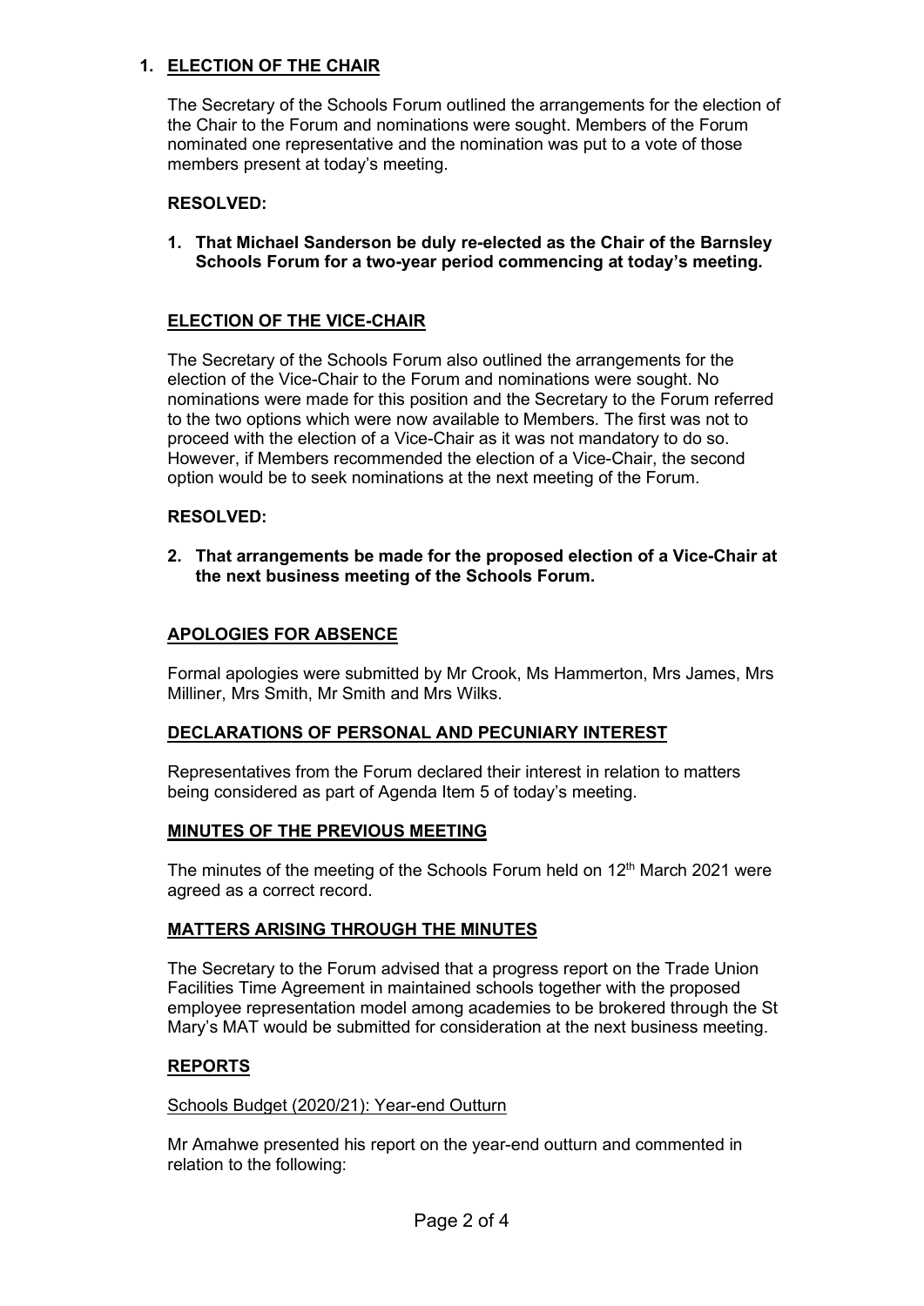## 1. ELECTION OF THE CHAIR

The Secretary of the Schools Forum outlined the arrangements for the election of the Chair to the Forum and nominations were sought. Members of the Forum nominated one representative and the nomination was put to a vote of those members present at today's meeting.

**RESOLVED:**

1. **That Michael Sanderson be duly re-elected as the Chair of the Barnsley Schools Forum for a two-year period commencing at today's meeting.**

## ELECTION OF THE VICE-CHAIR

The Secretary of the Schools Forum also outlined the arrangements for the election of the Vice-Chair to the Forum and nominations were sought. No nominations were made for this position and the Secretary to the Forum referred to the two options which were now available to Members. The first was not to proceed with the election of a Vice-Chair as it was not mandatory to do so. However, if Members recommended the election of a Vice-Chair, the second option would be to seek nominations at the next meeting of the Forum.

**RESOLVED:**

2. **That arrangements be made for the proposed election of a Vice-Chair at the next business meeting of the Schools Forum.**

## APOLOGIES FOR ABSENCE

Formal apologies were submitted by Mr Crook, Ms Hammerton, Mrs James, Mrs Milliner, Mrs Smith, Mr Smith and Mrs Wilks.

## DECLARATIONS OF PERSONAL AND PECUNIARY INTEREST

Representatives from the Forum declared their interest in relation to matters being considered as part of Agenda Item 5 of today's meeting.

## MINUTES OF THE PREVIOUS MEETING

The minutes of the meeting of the Schools Forum held on 12th March 2021 were agreed as a correct record.

## MATTERS ARISING THROUGH THE MINUTES

The Secretary to the Forum advised that a progress report on the Trade Union Facilities Time Agreement in maintained schools together with the proposed employee representation model among academies to be brokered through the St Mary's MAT would be submitted for consideration at the next business meeting.

## REPORTS

Schools Budget (2020/21): Year-end Outturn

Mr Amahwe presented his report on the year-end outturn and commented in relation to the following: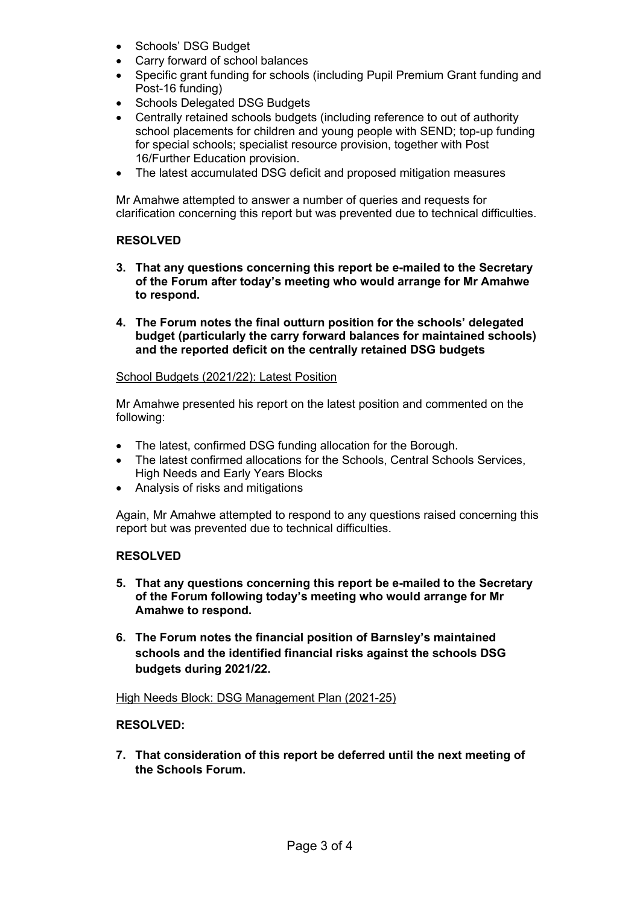- Schools' DSG Budget
- Carry forward of school balances
- Specific grant funding for schools (including Pupil Premium Grant funding and Post-16 funding)
- Schools Delegated DSG Budgets
- Centrally retained schools budgets (including reference to out of authority school placements for children and young people with SEND; top-up funding for special schools; specialist resource provision, together with Post 16/Further Education provision.
- The latest accumulated DSG deficit and proposed mitigation measures

Mr Amahwe attempted to answer a number of queries and requests for clarification concerning this report but was prevented due to technical difficulties.

**RESOLVED**

3. **That any questions concerning this report be e-mailed to the Secretary of the Forum after today's meeting who would arrange for Mr Amahwe to respond.**

4. **The Forum notes the final outturn position for the schools' delegated budget (particularly the carry forward balances for maintained schools) and the reported deficit on the centrally retained DSG budgets**

<u>School Budgets (2021/22): Latest Position</u>

Mr Amahwe presented his report on the latest position and commented on the following:

- The latest, confirmed DSG funding allocation for the Borough.
- The latest confirmed allocations for the Schools, Central Schools Services, High Needs and Early Years Blocks
- Analysis of risks and mitigations

Again, Mr Amahwe attempted to respond to any questions raised concerning this report but was prevented due to technical difficulties.

**RESOLVED**

5. **That any questions concerning this report be e-mailed to the Secretary of the Forum following today's meeting who would arrange for Mr Amahwe to respond.**

6. **The Forum notes the financial position of Barnsley's maintained schools and the identified financial risks against the schools DSG budgets during 2021/22.**

<u>High Needs Block: DSG Management Plan (2021-25)</u>

**RESOLVED:**

7. **That consideration of this report be deferred until the next meeting of the Schools Forum.**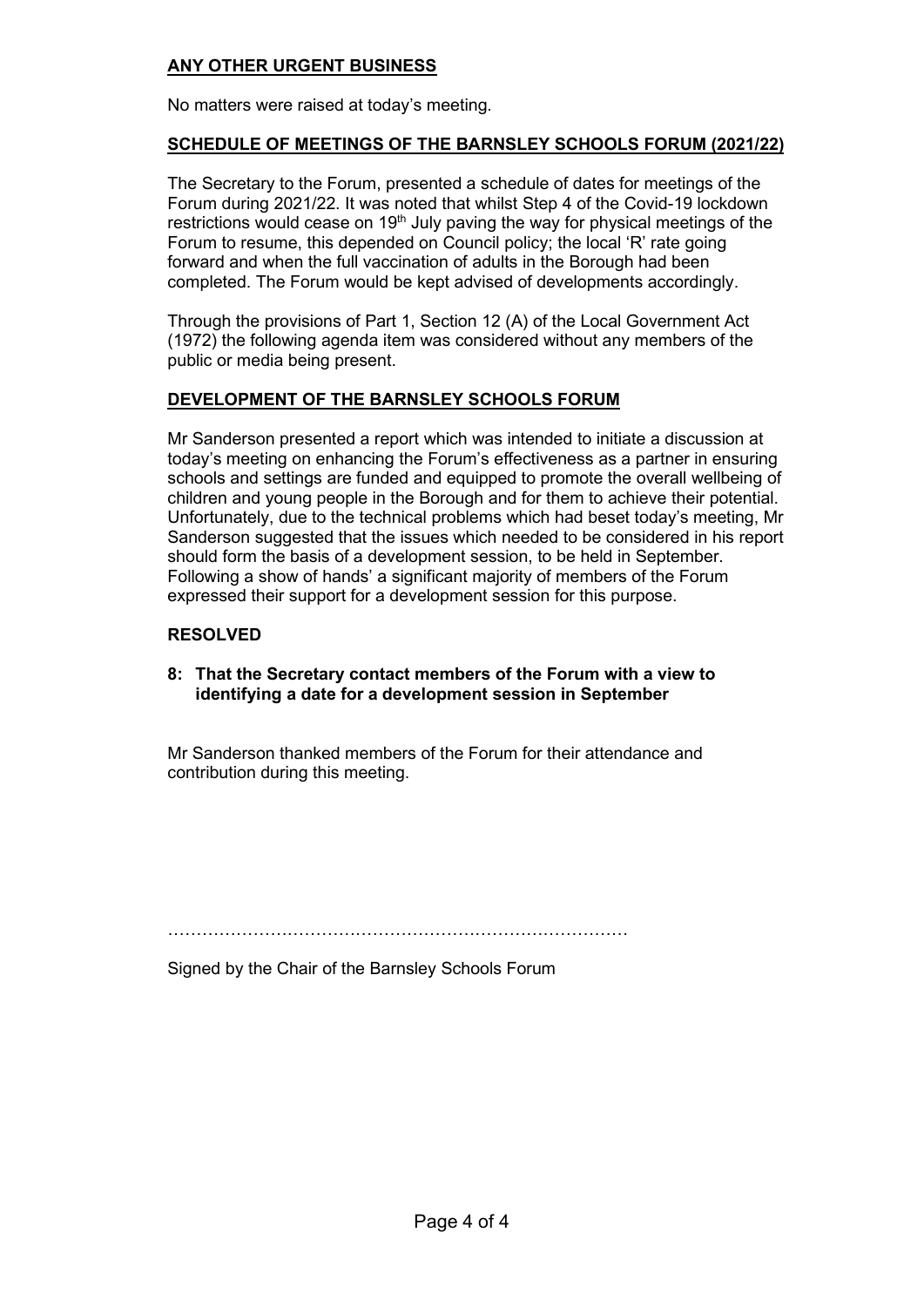## ANY OTHER URGENT BUSINESS

No matters were raised at today's meeting.

## SCHEDULE OF MEETINGS OF THE BARNSLEY SCHOOLS FORUM (2021/22)

The Secretary to the Forum, presented a schedule of dates for meetings of the Forum during 2021/22. It was noted that whilst Step 4 of the Covid-19 lockdown restrictions would cease on 19th July paving the way for physical meetings of the Forum to resume, this depended on Council policy; the local 'R' rate going forward and when the full vaccination of adults in the Borough had been completed. The Forum would be kept advised of developments accordingly.

Through the provisions of Part 1, Section 12 (A) of the Local Government Act (1972) the following agenda item was considered without any members of the public or media being present.

## DEVELOPMENT OF THE BARNSLEY SCHOOLS FORUM

Mr Sanderson presented a report which was intended to initiate a discussion at today's meeting on enhancing the Forum's effectiveness as a partner in ensuring schools and settings are funded and equipped to promote the overall wellbeing of children and young people in the Borough and for them to achieve their potential. Unfortunately, due to the technical problems which had beset today's meeting, Mr Sanderson suggested that the issues which needed to be considered in his report should form the basis of a development session, to be held in September. Following a show of hands' a significant majority of members of the Forum expressed their support for a development session for this purpose.

**RESOLVED**

**8: That the Secretary contact members of the Forum with a view to identifying a date for a development session in September**

Mr Sanderson thanked members of the Forum for their attendance and contribution during this meeting.

…………………………………………………………………………

Signed by the Chair of the Barnsley Schools Forum